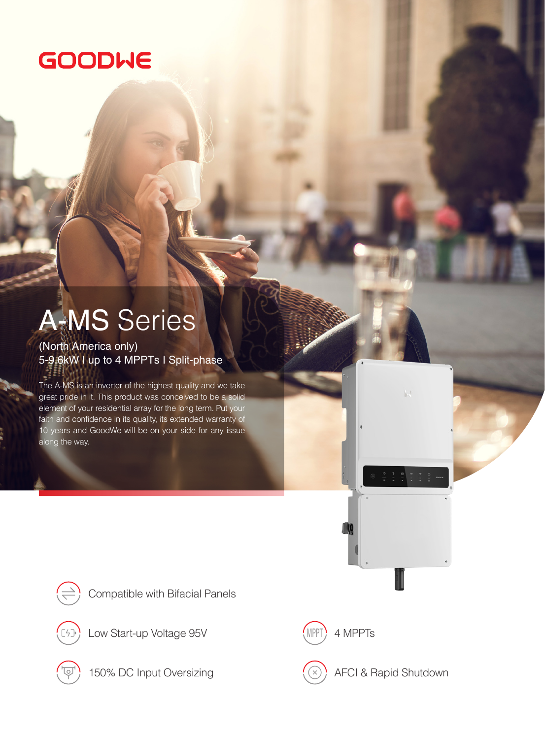GOODWE

# A-MS Series

(North America only)

5-9.6kW I up to 4 MPPTs I Split-phase

The A-MS is an inverter of the highest quality and we take great pride in it. This product was conceived to be a solid element of your residential array for the long term. Put your faith and confidence in its quality, its extended warranty of 10 years and GoodWe will be on your side for any issue along the way.

- Compatible with Bifacial Panels
- Low Start-up Voltage 95V
- 4 MPPTs
- 150% DC Input Oversizing
- AFCI & Rapid Shutdown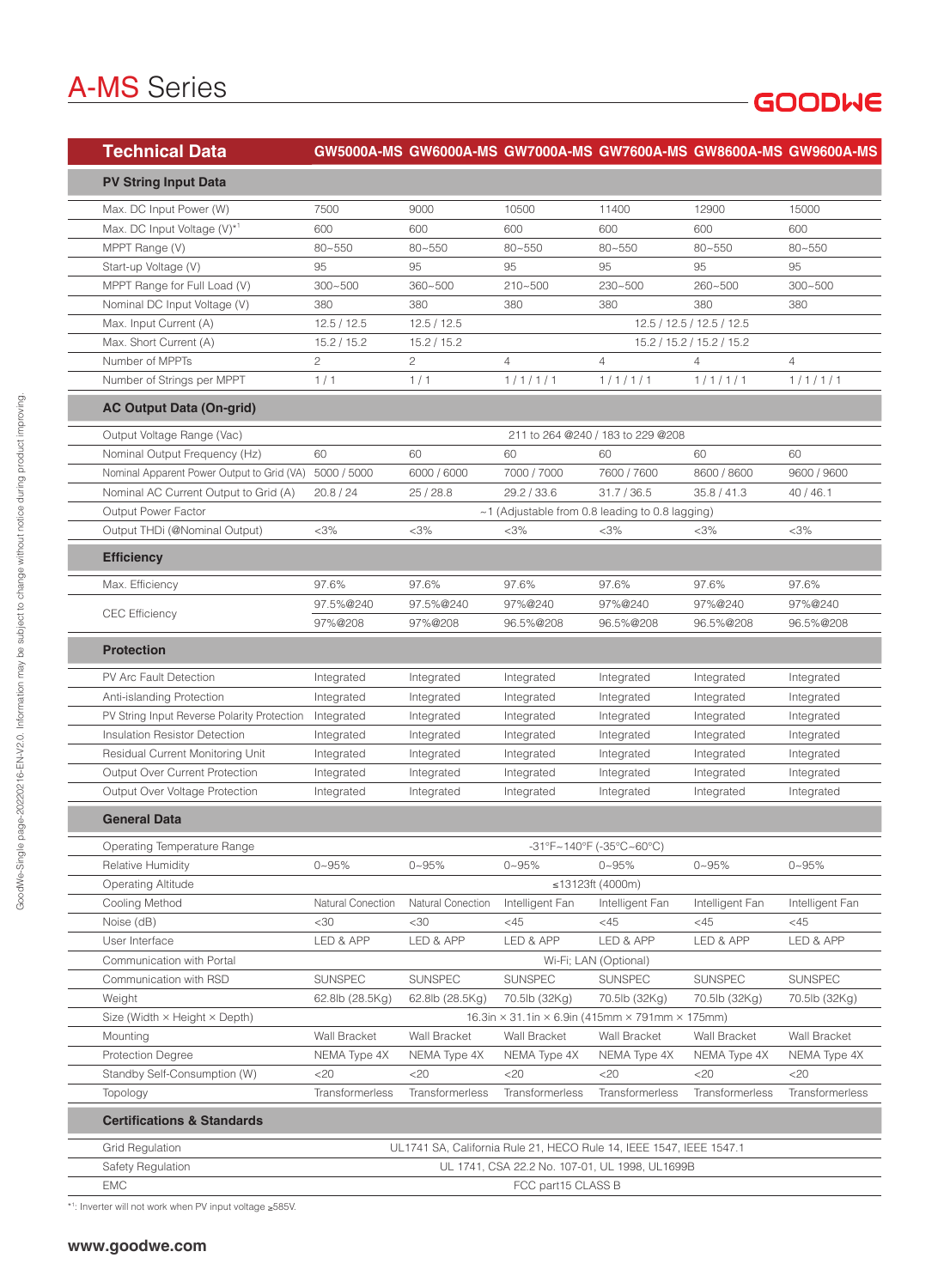# A-MS Series

GOODWE

| Technical Data | GW5000A-MS | GW6000A-MS | GW7000A-MS | GW7600A-MS | GW8600A-MS | GW9600A-MS |
|---|---|---|---|---|---|---|
| **PV String Input Data** | | | | | | |
| Max. DC Input Power (W) | 7500 | 9000 | 10500 | 11400 | 12900 | 15000 |
| Max. DC Input Voltage (V)*[1] | 600 | 600 | 600 | 600 | 600 | 600 |
| MPPT Range (V) | 80~550 | 80~550 | 80~550 | 80~550 | 80~550 | 80~550 |
| Start-up Voltage (V) | 95 | 95 | 95 | 95 | 95 | 95 |
| MPPT Range for Full Load (V) | 300~500 | 360~500 | 210~500 | 230~500 | 260~500 | 300~500 |
| Nominal DC Input Voltage (V) | 380 | 380 | 380 | 380 | 380 | 380 |
| Max. Input Current (A) | 12.5 / 12.5 | 12.5 / 12.5 | 12.5 / 12.5 / 12.5 / 12.5 | | | |
| Max. Short Current (A) | 15.2 / 15.2 | 15.2 / 15.2 | 15.2 / 15.2 / 15.2 / 15.2 | | | |
| Number of MPPTs | 2 | 2 | 4 | 4 | 4 | 4 |
| Number of Strings per MPPT | 1 / 1 | 1 / 1 | 1 / 1 / 1 / 1 | 1 / 1 / 1 / 1 | 1 / 1 / 1 / 1 | 1 / 1 / 1 / 1 |
| **AC Output Data (On-grid)** | | | | | | |
| Output Voltage Range (Vac) | 211 to 264 @240 / 183 to 229 @208 | | | | | |
| Nominal Output Frequency (Hz) | 60 | 60 | 60 | 60 | 60 | 60 |
| Nominal Apparent Power Output to Grid (VA) | 5000 / 5000 | 6000 / 6000 | 7000 / 7000 | 7600 / 7600 | 8600 / 8600 | 9600 / 9600 |
| Nominal AC Current Output to Grid (A) | 20.8 / 24 | 25 / 28.8 | 29.2 / 33.6 | 31.7 / 36.5 | 35.8 / 41.3 | 40 / 46.1 |
| Output Power Factor | ~1 (Adjustable from 0.8 leading to 0.8 lagging) | | | | | |
| Output THDi (@Nominal Output) | <3% | <3% | <3% | <3% | <3% | <3% |
| **Efficiency** | | | | | | |
| Max. Efficiency | 97.6% | 97.6% | 97.6% | 97.6% | 97.6% | 97.6% |
| CEC Efficiency | 97.5%@240 | 97.5%@240 | 97%@240 | 97%@240 | 97%@240 | 97%@240 |
| | 97%@208 | 97%@208 | 96.5%@208 | 96.5%@208 | 96.5%@208 | 96.5%@208 |
| **Protection** | | | | | | |
| PV Arc Fault Detection | Integrated | Integrated | Integrated | Integrated | Integrated | Integrated |
| Anti-islanding Protection | Integrated | Integrated | Integrated | Integrated | Integrated | Integrated |
| PV String Input Reverse Polarity Protection | Integrated | Integrated | Integrated | Integrated | Integrated | Integrated |
| Insulation Resistor Detection | Integrated | Integrated | Integrated | Integrated | Integrated | Integrated |
| Residual Current Monitoring Unit | Integrated | Integrated | Integrated | Integrated | Integrated | Integrated |
| Output Over Current Protection | Integrated | Integrated | Integrated | Integrated | Integrated | Integrated |
| Output Over Voltage Protection | Integrated | Integrated | Integrated | Integrated | Integrated | Integrated |
| **General Data** | | | | | | |
| Operating Temperature Range | -31°F~140°F (-35°C~60°C) | | | | | |
| Relative Humidity | 0~95% | 0~95% | 0~95% | 0~95% | 0~95% | 0~95% |
| Operating Altitude | ≤13123ft (4000m) | | | | | |
| Cooling Method | Natural Conection | Natural Conection | Intelligent Fan | Intelligent Fan | Intelligent Fan | Intelligent Fan |
| Noise (dB) | <30 | <30 | <45 | <45 | <45 | <45 |
| User Interface | LED & APP | LED & APP | LED & APP | LED & APP | LED & APP | LED & APP |
| Communication with Portal | Wi-Fi; LAN (Optional) | | | | | |
| Communication with RSD | SUNSPEC | SUNSPEC | SUNSPEC | SUNSPEC | SUNSPEC | SUNSPEC |
| Weight | 62.8lb (28.5Kg) | 62.8lb (28.5Kg) | 70.5lb (32Kg) | 70.5lb (32Kg) | 70.5lb (32Kg) | 70.5lb (32Kg) |
| Size (Width × Height × Depth) | 16.3in × 31.1in × 6.9in (415mm × 791mm × 175mm) | | | | | |
| Mounting | Wall Bracket | Wall Bracket | Wall Bracket | Wall Bracket | Wall Bracket | Wall Bracket |
| Protection Degree | NEMA Type 4X | NEMA Type 4X | NEMA Type 4X | NEMA Type 4X | NEMA Type 4X | NEMA Type 4X |
| Standby Self-Consumption (W) | <20 | <20 | <20 | <20 | <20 | <20 |
| Topology | Transformerless | Transformerless | Transformerless | Transformerless | Transformerless | Transformerless |
| **Certifications & Standards** | | | | | | |
| Grid Regulation | UL1741 SA, California Rule 21, HECO Rule 14, IEEE 1547, IEEE 1547.1 | | | | | |
| Safety Regulation | UL 1741, CSA 22.2 No. 107-01, UL 1998, UL1699B | | | | | |
| EMC | FCC part15 CLASS B | | | | | |

*[1]: Inverter will not work when PV input voltage ≥585V.

GoodWe-Single page-20220216-EN-V2.0. Information may be subject to change without notice during product improving.

www.goodwe.com